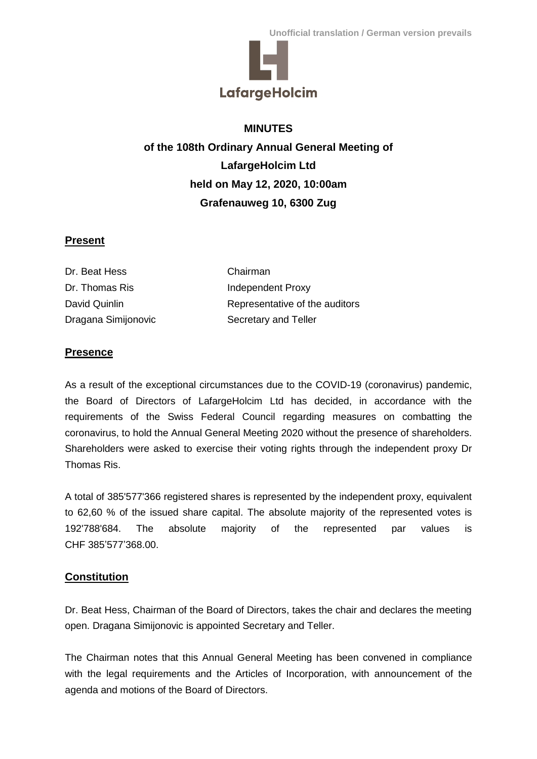Unofficial translation / German version prevails

LafargeHolcim

**MINUTES**
**of the 108th Ordinary Annual General Meeting of**
**LafargeHolcim Ltd**
**held on May 12, 2020, 10:00am**
**Grafenauweg 10, 6300 Zug**

## Present

| | |
|---|---|
| Dr. Beat Hess | Chairman |
| Dr. Thomas Ris | Independent Proxy |
| David Quinlin | Representative of the auditors |
| Dragana Simijonovic | Secretary and Teller |

## Presence

As a result of the exceptional circumstances due to the COVID-19 (coronavirus) pandemic, the Board of Directors of LafargeHolcim Ltd has decided, in accordance with the requirements of the Swiss Federal Council regarding measures on combatting the coronavirus, to hold the Annual General Meeting 2020 without the presence of shareholders. Shareholders were asked to exercise their voting rights through the independent proxy Dr Thomas Ris.

A total of 385'577'366 registered shares is represented by the independent proxy, equivalent to 62,60 % of the issued share capital. The absolute majority of the represented votes is 192'788'684. The absolute majority of the represented par values is CHF 385'577'368.00.

## Constitution

Dr. Beat Hess, Chairman of the Board of Directors, takes the chair and declares the meeting open. Dragana Simijonovic is appointed Secretary and Teller.

The Chairman notes that this Annual General Meeting has been convened in compliance with the legal requirements and the Articles of Incorporation, with announcement of the agenda and motions of the Board of Directors.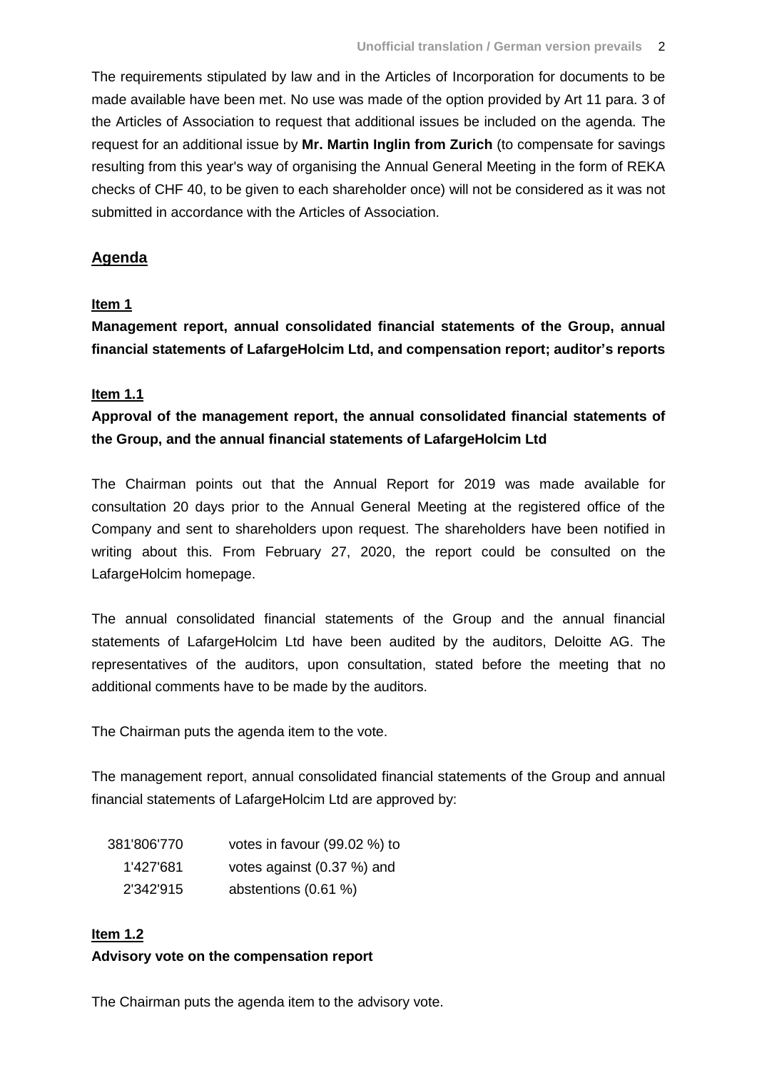The requirements stipulated by law and in the Articles of Incorporation for documents to be made available have been met. No use was made of the option provided by Art 11 para. 3 of the Articles of Association to request that additional issues be included on the agenda. The request for an additional issue by **Mr. Martin Inglin from Zurich** (to compensate for savings resulting from this year's way of organising the Annual General Meeting in the form of REKA checks of CHF 40, to be given to each shareholder once) will not be considered as it was not submitted in accordance with the Articles of Association.

## Agenda

### Item 1

**Management report, annual consolidated financial statements of the Group, annual financial statements of LafargeHolcim Ltd, and compensation report; auditor's reports**

### Item 1.1

**Approval of the management report, the annual consolidated financial statements of the Group, and the annual financial statements of LafargeHolcim Ltd**

The Chairman points out that the Annual Report for 2019 was made available for consultation 20 days prior to the Annual General Meeting at the registered office of the Company and sent to shareholders upon request. The shareholders have been notified in writing about this. From February 27, 2020, the report could be consulted on the LafargeHolcim homepage.

The annual consolidated financial statements of the Group and the annual financial statements of LafargeHolcim Ltd have been audited by the auditors, Deloitte AG. The representatives of the auditors, upon consultation, stated before the meeting that no additional comments have to be made by the auditors.

The Chairman puts the agenda item to the vote.

The management report, annual consolidated financial statements of the Group and annual financial statements of LafargeHolcim Ltd are approved by:

| | |
|---|---|
| 381'806'770 | votes in favour (99.02 %) to |
| 1'427'681 | votes against (0.37 %) and |
| 2'342'915 | abstentions (0.61 %) |

### Item 1.2

**Advisory vote on the compensation report**

The Chairman puts the agenda item to the advisory vote.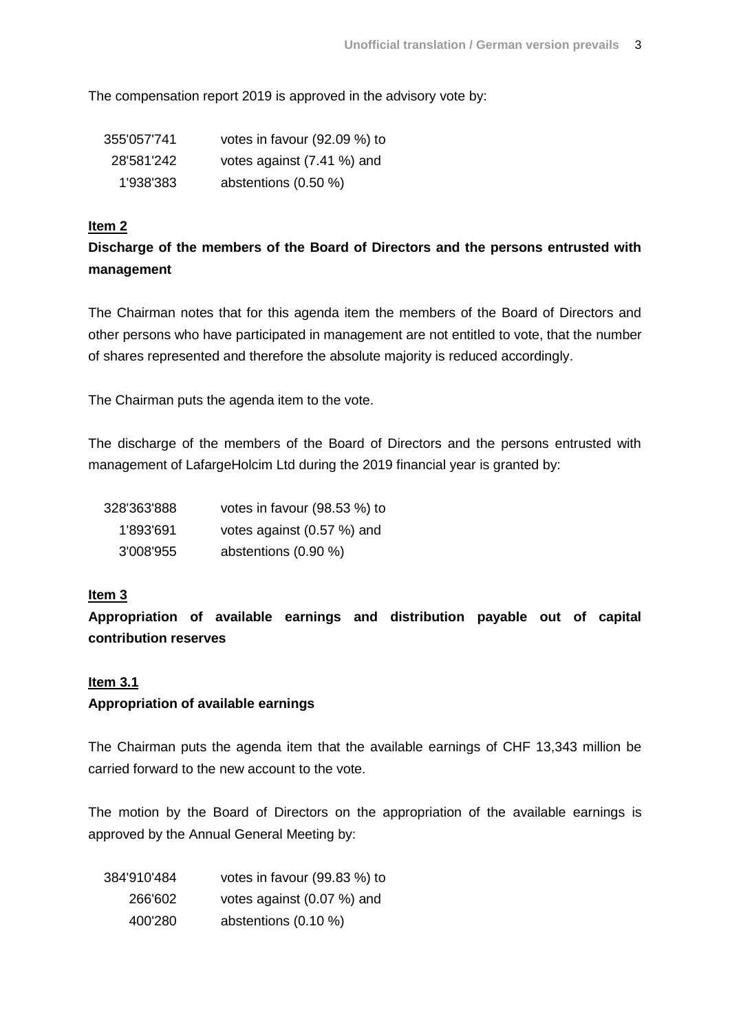The compensation report 2019 is approved in the advisory vote by:

| | |
|---|---|
| 355'057'741 | votes in favour (92.09 %) to |
| 28'581'242 | votes against (7.41 %) and |
| 1'938'383 | abstentions (0.50 %) |

**Item 2**

**Discharge of the members of the Board of Directors and the persons entrusted with management**

The Chairman notes that for this agenda item the members of the Board of Directors and other persons who have participated in management are not entitled to vote, that the number of shares represented and therefore the absolute majority is reduced accordingly.

The Chairman puts the agenda item to the vote.

The discharge of the members of the Board of Directors and the persons entrusted with management of LafargeHolcim Ltd during the 2019 financial year is granted by:

| | |
|---|---|
| 328'363'888 | votes in favour (98.53 %) to |
| 1'893'691 | votes against (0.57 %) and |
| 3'008'955 | abstentions (0.90 %) |

**Item 3**

**Appropriation of available earnings and distribution payable out of capital contribution reserves**

**Item 3.1**

**Appropriation of available earnings**

The Chairman puts the agenda item that the available earnings of CHF 13,343 million be carried forward to the new account to the vote.

The motion by the Board of Directors on the appropriation of the available earnings is approved by the Annual General Meeting by:

| | |
|---|---|
| 384'910'484 | votes in favour (99.83 %) to |
| 266'602 | votes against (0.07 %) and |
| 400'280 | abstentions (0.10 %) |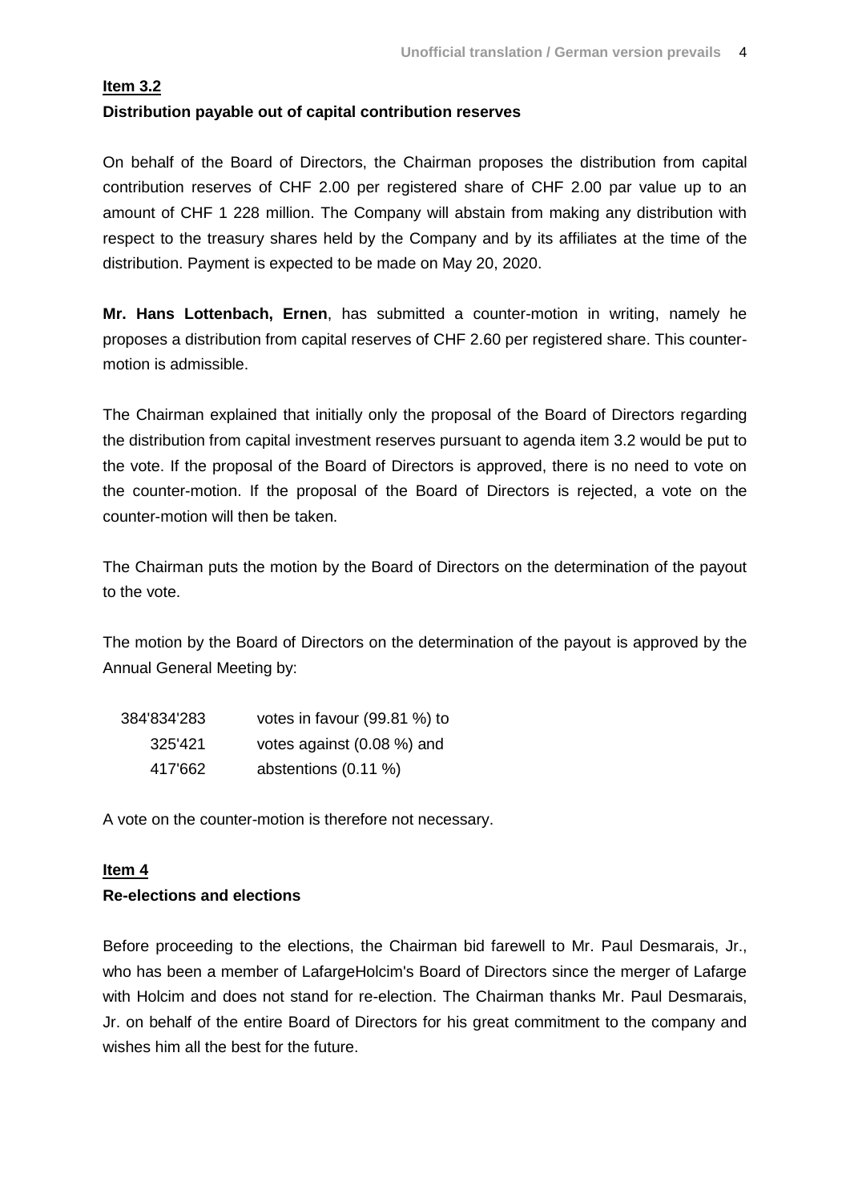**Item 3.2**

**Distribution payable out of capital contribution reserves**

On behalf of the Board of Directors, the Chairman proposes the distribution from capital contribution reserves of CHF 2.00 per registered share of CHF 2.00 par value up to an amount of CHF 1 228 million. The Company will abstain from making any distribution with respect to the treasury shares held by the Company and by its affiliates at the time of the distribution. Payment is expected to be made on May 20, 2020.

**Mr. Hans Lottenbach, Ernen**, has submitted a counter-motion in writing, namely he proposes a distribution from capital reserves of CHF 2.60 per registered share. This counter-motion is admissible.

The Chairman explained that initially only the proposal of the Board of Directors regarding the distribution from capital investment reserves pursuant to agenda item 3.2 would be put to the vote. If the proposal of the Board of Directors is approved, there is no need to vote on the counter-motion. If the proposal of the Board of Directors is rejected, a vote on the counter-motion will then be taken.

The Chairman puts the motion by the Board of Directors on the determination of the payout to the vote.

The motion by the Board of Directors on the determination of the payout is approved by the Annual General Meeting by:

| | |
|---|---|
| 384'834'283 | votes in favour (99.81 %) to |
| 325'421 | votes against (0.08 %) and |
| 417'662 | abstentions (0.11 %) |

A vote on the counter-motion is therefore not necessary.

**Item 4**

**Re-elections and elections**

Before proceeding to the elections, the Chairman bid farewell to Mr. Paul Desmarais, Jr., who has been a member of LafargeHolcim's Board of Directors since the merger of Lafarge with Holcim and does not stand for re-election. The Chairman thanks Mr. Paul Desmarais, Jr. on behalf of the entire Board of Directors for his great commitment to the company and wishes him all the best for the future.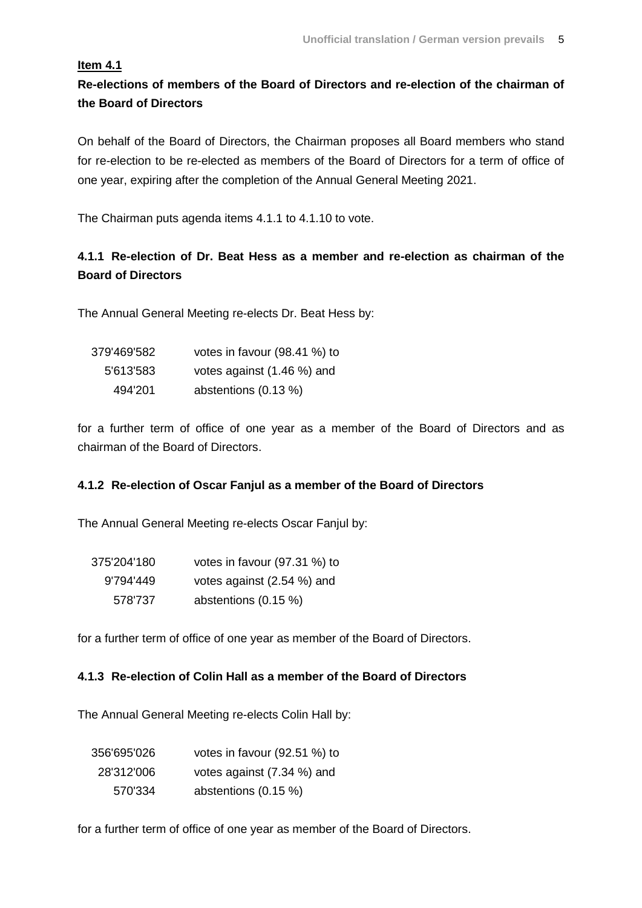**Item 4.1**

**Re-elections of members of the Board of Directors and re-election of the chairman of the Board of Directors**

On behalf of the Board of Directors, the Chairman proposes all Board members who stand for re-election to be re-elected as members of the Board of Directors for a term of office of one year, expiring after the completion of the Annual General Meeting 2021.

The Chairman puts agenda items 4.1.1 to 4.1.10 to vote.

**4.1.1 Re-election of Dr. Beat Hess as a member and re-election as chairman of the Board of Directors**

The Annual General Meeting re-elects Dr. Beat Hess by:

| | |
|---|---|
| 379'469'582 | votes in favour (98.41 %) to |
| 5'613'583 | votes against (1.46 %) and |
| 494'201 | abstentions (0.13 %) |

for a further term of office of one year as a member of the Board of Directors and as chairman of the Board of Directors.

**4.1.2 Re-election of Oscar Fanjul as a member of the Board of Directors**

The Annual General Meeting re-elects Oscar Fanjul by:

| | |
|---|---|
| 375'204'180 | votes in favour (97.31 %) to |
| 9'794'449 | votes against (2.54 %) and |
| 578'737 | abstentions (0.15 %) |

for a further term of office of one year as member of the Board of Directors.

**4.1.3 Re-election of Colin Hall as a member of the Board of Directors**

The Annual General Meeting re-elects Colin Hall by:

| | |
|---|---|
| 356'695'026 | votes in favour (92.51 %) to |
| 28'312'006 | votes against (7.34 %) and |
| 570'334 | abstentions (0.15 %) |

for a further term of office of one year as member of the Board of Directors.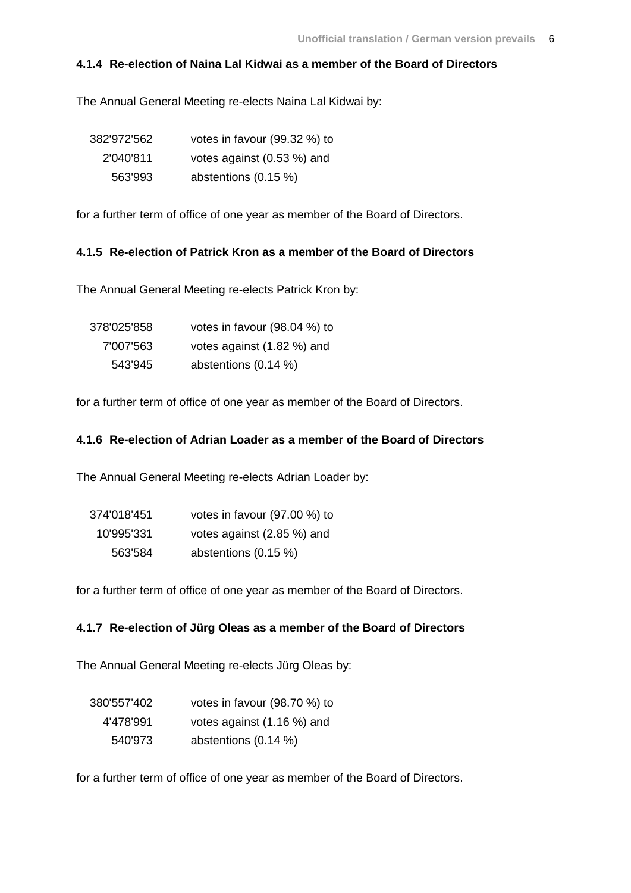#### 4.1.4 Re-election of Naina Lal Kidwai as a member of the Board of Directors

The Annual General Meeting re-elects Naina Lal Kidwai by:

| | |
|---|---|
| 382'972'562 | votes in favour (99.32 %) to |
| 2'040'811 | votes against (0.53 %) and |
| 563'993 | abstentions (0.15 %) |

for a further term of office of one year as member of the Board of Directors.

#### 4.1.5 Re-election of Patrick Kron as a member of the Board of Directors

The Annual General Meeting re-elects Patrick Kron by:

| | |
|---|---|
| 378'025'858 | votes in favour (98.04 %) to |
| 7'007'563 | votes against (1.82 %) and |
| 543'945 | abstentions (0.14 %) |

for a further term of office of one year as member of the Board of Directors.

#### 4.1.6 Re-election of Adrian Loader as a member of the Board of Directors

The Annual General Meeting re-elects Adrian Loader by:

| | |
|---|---|
| 374'018'451 | votes in favour (97.00 %) to |
| 10'995'331 | votes against (2.85 %) and |
| 563'584 | abstentions (0.15 %) |

for a further term of office of one year as member of the Board of Directors.

#### 4.1.7 Re-election of Jürg Oleas as a member of the Board of Directors

The Annual General Meeting re-elects Jürg Oleas by:

| | |
|---|---|
| 380'557'402 | votes in favour (98.70 %) to |
| 4'478'991 | votes against (1.16 %) and |
| 540'973 | abstentions (0.14 %) |

for a further term of office of one year as member of the Board of Directors.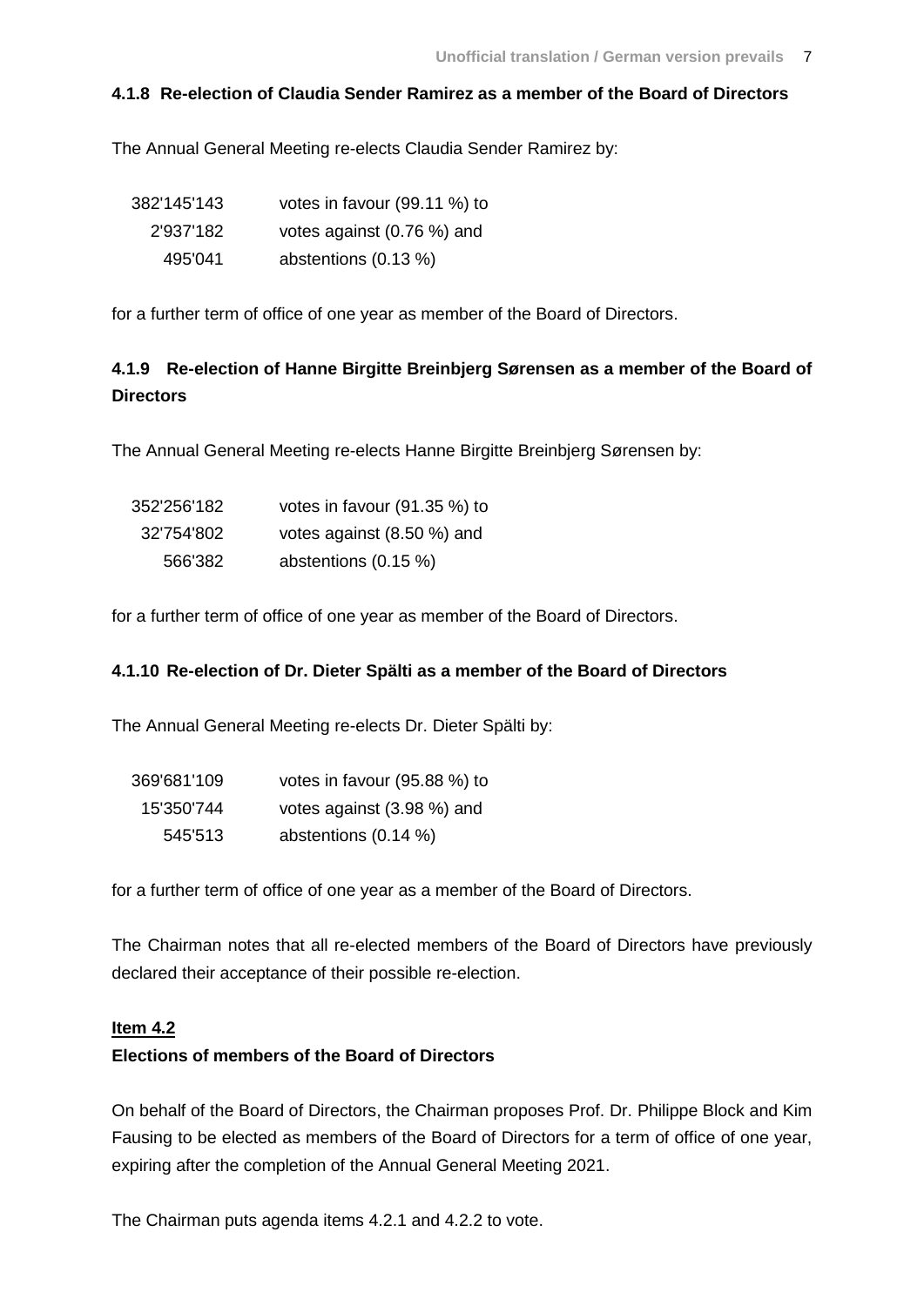#### 4.1.8 Re-election of Claudia Sender Ramirez as a member of the Board of Directors

The Annual General Meeting re-elects Claudia Sender Ramirez by:

| | |
|---|---|
| 382'145'143 | votes in favour (99.11 %) to |
| 2'937'182 | votes against (0.76 %) and |
| 495'041 | abstentions (0.13 %) |

for a further term of office of one year as member of the Board of Directors.

#### 4.1.9 Re-election of Hanne Birgitte Breinbjerg Sørensen as a member of the Board of Directors

The Annual General Meeting re-elects Hanne Birgitte Breinbjerg Sørensen by:

| | |
|---|---|
| 352'256'182 | votes in favour (91.35 %) to |
| 32'754'802 | votes against (8.50 %) and |
| 566'382 | abstentions (0.15 %) |

for a further term of office of one year as member of the Board of Directors.

#### 4.1.10 Re-election of Dr. Dieter Spälti as a member of the Board of Directors

The Annual General Meeting re-elects Dr. Dieter Spälti by:

| | |
|---|---|
| 369'681'109 | votes in favour (95.88 %) to |
| 15'350'744 | votes against (3.98 %) and |
| 545'513 | abstentions (0.14 %) |

for a further term of office of one year as a member of the Board of Directors.

The Chairman notes that all re-elected members of the Board of Directors have previously declared their acceptance of their possible re-election.

### Item 4.2

**Elections of members of the Board of Directors**

On behalf of the Board of Directors, the Chairman proposes Prof. Dr. Philippe Block and Kim Fausing to be elected as members of the Board of Directors for a term of office of one year, expiring after the completion of the Annual General Meeting 2021.

The Chairman puts agenda items 4.2.1 and 4.2.2 to vote.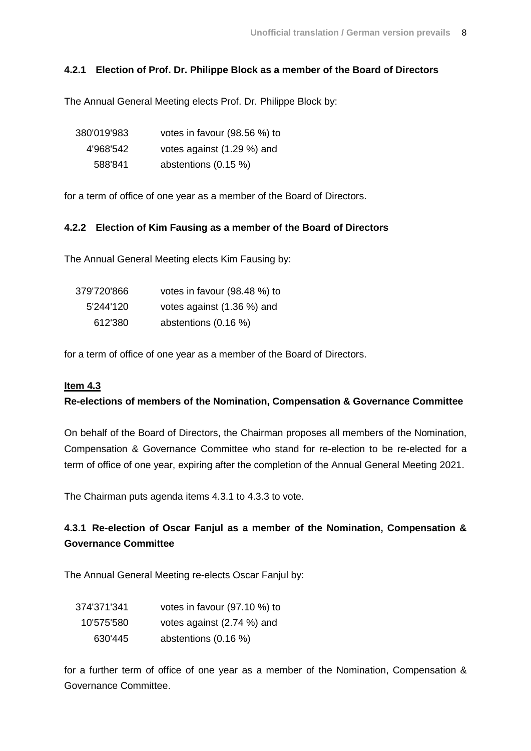#### 4.2.1 Election of Prof. Dr. Philippe Block as a member of the Board of Directors

The Annual General Meeting elects Prof. Dr. Philippe Block by:

| | |
|---|---|
| 380'019'983 | votes in favour (98.56 %) to |
| 4'968'542 | votes against (1.29 %) and |
| 588'841 | abstentions (0.15 %) |

for a term of office of one year as a member of the Board of Directors.

#### 4.2.2 Election of Kim Fausing as a member of the Board of Directors

The Annual General Meeting elects Kim Fausing by:

| | |
|---|---|
| 379'720'866 | votes in favour (98.48 %) to |
| 5'244'120 | votes against (1.36 %) and |
| 612'380 | abstentions (0.16 %) |

for a term of office of one year as a member of the Board of Directors.

### Item 4.3

**Re-elections of members of the Nomination, Compensation & Governance Committee**

On behalf of the Board of Directors, the Chairman proposes all members of the Nomination, Compensation & Governance Committee who stand for re-election to be re-elected for a term of office of one year, expiring after the completion of the Annual General Meeting 2021.

The Chairman puts agenda items 4.3.1 to 4.3.3 to vote.

#### 4.3.1 Re-election of Oscar Fanjul as a member of the Nomination, Compensation & Governance Committee

The Annual General Meeting re-elects Oscar Fanjul by:

| | |
|---|---|
| 374'371'341 | votes in favour (97.10 %) to |
| 10'575'580 | votes against (2.74 %) and |
| 630'445 | abstentions (0.16 %) |

for a further term of office of one year as a member of the Nomination, Compensation & Governance Committee.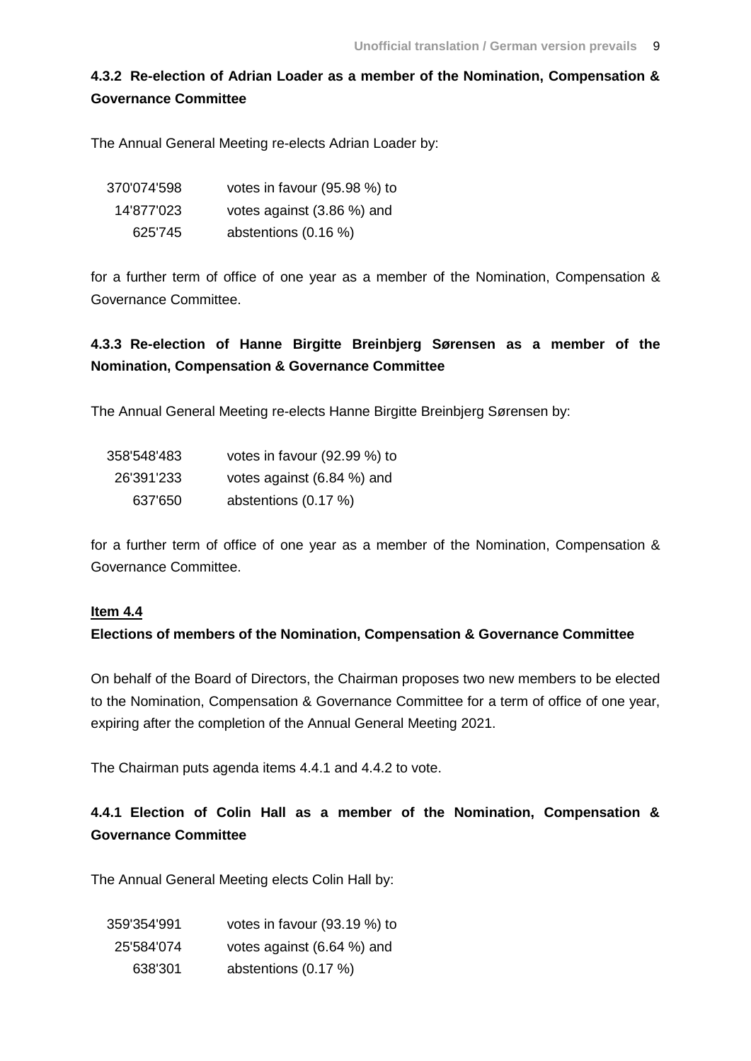**4.3.2 Re-election of Adrian Loader as a member of the Nomination, Compensation & Governance Committee**

The Annual General Meeting re-elects Adrian Loader by:

| | |
|---|---|
| 370'074'598 | votes in favour (95.98 %) to |
| 14'877'023 | votes against (3.86 %) and |
| 625'745 | abstentions (0.16 %) |

for a further term of office of one year as a member of the Nomination, Compensation & Governance Committee.

**4.3.3 Re-election of Hanne Birgitte Breinbjerg Sørensen as a member of the Nomination, Compensation & Governance Committee**

The Annual General Meeting re-elects Hanne Birgitte Breinbjerg Sørensen by:

| | |
|---|---|
| 358'548'483 | votes in favour (92.99 %) to |
| 26'391'233 | votes against (6.84 %) and |
| 637'650 | abstentions (0.17 %) |

for a further term of office of one year as a member of the Nomination, Compensation & Governance Committee.

**Item 4.4**

**Elections of members of the Nomination, Compensation & Governance Committee**

On behalf of the Board of Directors, the Chairman proposes two new members to be elected to the Nomination, Compensation & Governance Committee for a term of office of one year, expiring after the completion of the Annual General Meeting 2021.

The Chairman puts agenda items 4.4.1 and 4.4.2 to vote.

**4.4.1 Election of Colin Hall as a member of the Nomination, Compensation & Governance Committee**

The Annual General Meeting elects Colin Hall by:

| | |
|---|---|
| 359'354'991 | votes in favour (93.19 %) to |
| 25'584'074 | votes against (6.64 %) and |
| 638'301 | abstentions (0.17 %) |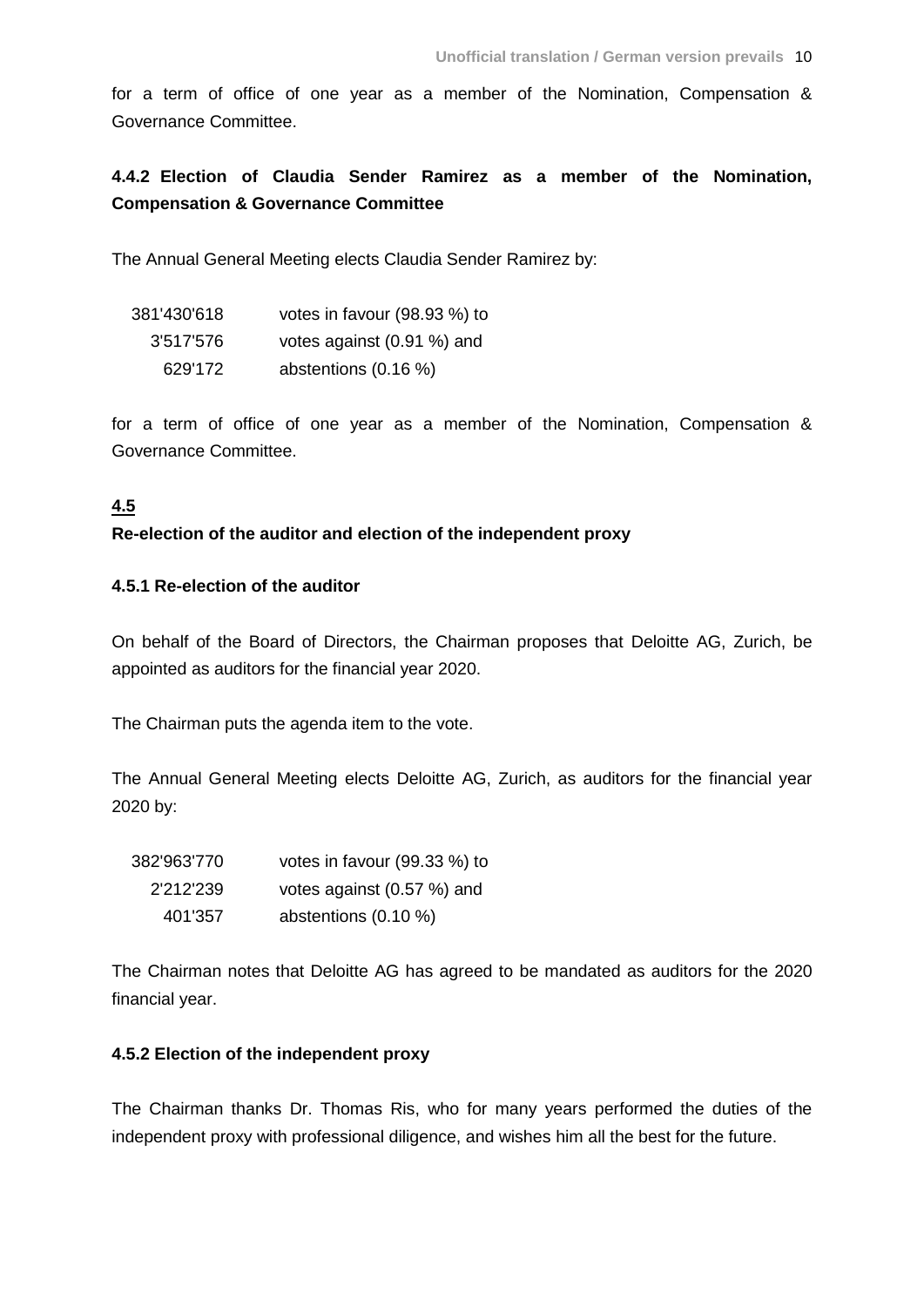for a term of office of one year as a member of the Nomination, Compensation & Governance Committee.

#### 4.4.2 Election of Claudia Sender Ramirez as a member of the Nomination, Compensation & Governance Committee

The Annual General Meeting elects Claudia Sender Ramirez by:

| | |
|---|---|
| 381'430'618 | votes in favour (98.93 %) to |
| 3'517'576 | votes against (0.91 %) and |
| 629'172 | abstentions (0.16 %) |

for a term of office of one year as a member of the Nomination, Compensation & Governance Committee.

### 4.5
### Re-election of the auditor and election of the independent proxy

#### 4.5.1 Re-election of the auditor

On behalf of the Board of Directors, the Chairman proposes that Deloitte AG, Zurich, be appointed as auditors for the financial year 2020.

The Chairman puts the agenda item to the vote.

The Annual General Meeting elects Deloitte AG, Zurich, as auditors for the financial year 2020 by:

| | |
|---|---|
| 382'963'770 | votes in favour (99.33 %) to |
| 2'212'239 | votes against (0.57 %) and |
| 401'357 | abstentions (0.10 %) |

The Chairman notes that Deloitte AG has agreed to be mandated as auditors for the 2020 financial year.

#### 4.5.2 Election of the independent proxy

The Chairman thanks Dr. Thomas Ris, who for many years performed the duties of the independent proxy with professional diligence, and wishes him all the best for the future.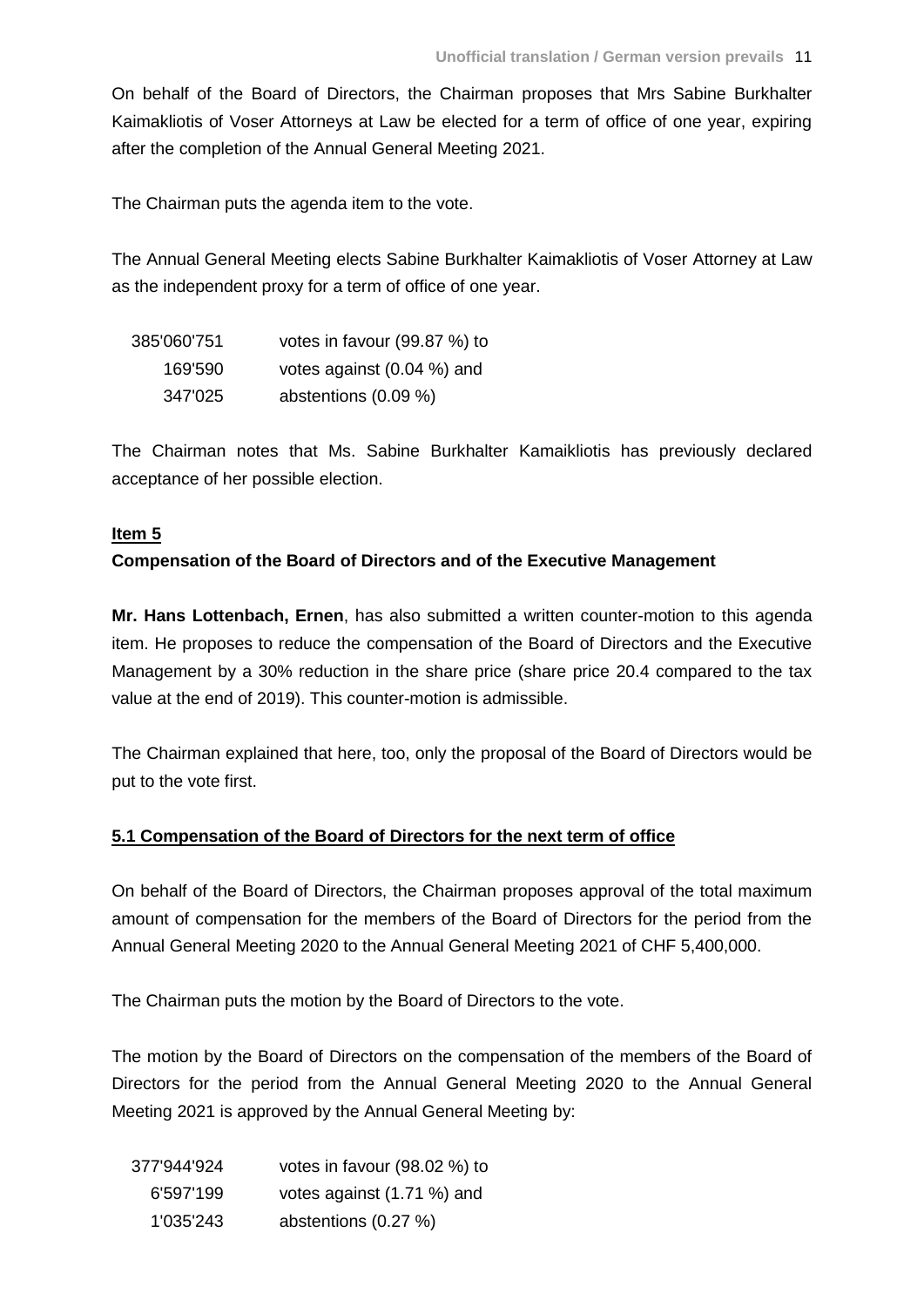On behalf of the Board of Directors, the Chairman proposes that Mrs Sabine Burkhalter Kaimakliotis of Voser Attorneys at Law be elected for a term of office of one year, expiring after the completion of the Annual General Meeting 2021.

The Chairman puts the agenda item to the vote.

The Annual General Meeting elects Sabine Burkhalter Kaimakliotis of Voser Attorney at Law as the independent proxy for a term of office of one year.

| | |
|---|---|
| 385'060'751 | votes in favour (99.87 %) to |
| 169'590 | votes against (0.04 %) and |
| 347'025 | abstentions (0.09 %) |

The Chairman notes that Ms. Sabine Burkhalter Kamaikliotis has previously declared acceptance of her possible election.

**Item 5**

**Compensation of the Board of Directors and of the Executive Management**

**Mr. Hans Lottenbach, Ernen**, has also submitted a written counter-motion to this agenda item. He proposes to reduce the compensation of the Board of Directors and the Executive Management by a 30% reduction in the share price (share price 20.4 compared to the tax value at the end of 2019). This counter-motion is admissible.

The Chairman explained that here, too, only the proposal of the Board of Directors would be put to the vote first.

**5.1 Compensation of the Board of Directors for the next term of office**

On behalf of the Board of Directors, the Chairman proposes approval of the total maximum amount of compensation for the members of the Board of Directors for the period from the Annual General Meeting 2020 to the Annual General Meeting 2021 of CHF 5,400,000.

The Chairman puts the motion by the Board of Directors to the vote.

The motion by the Board of Directors on the compensation of the members of the Board of Directors for the period from the Annual General Meeting 2020 to the Annual General Meeting 2021 is approved by the Annual General Meeting by:

| | |
|---|---|
| 377'944'924 | votes in favour (98.02 %) to |
| 6'597'199 | votes against (1.71 %) and |
| 1'035'243 | abstentions (0.27 %) |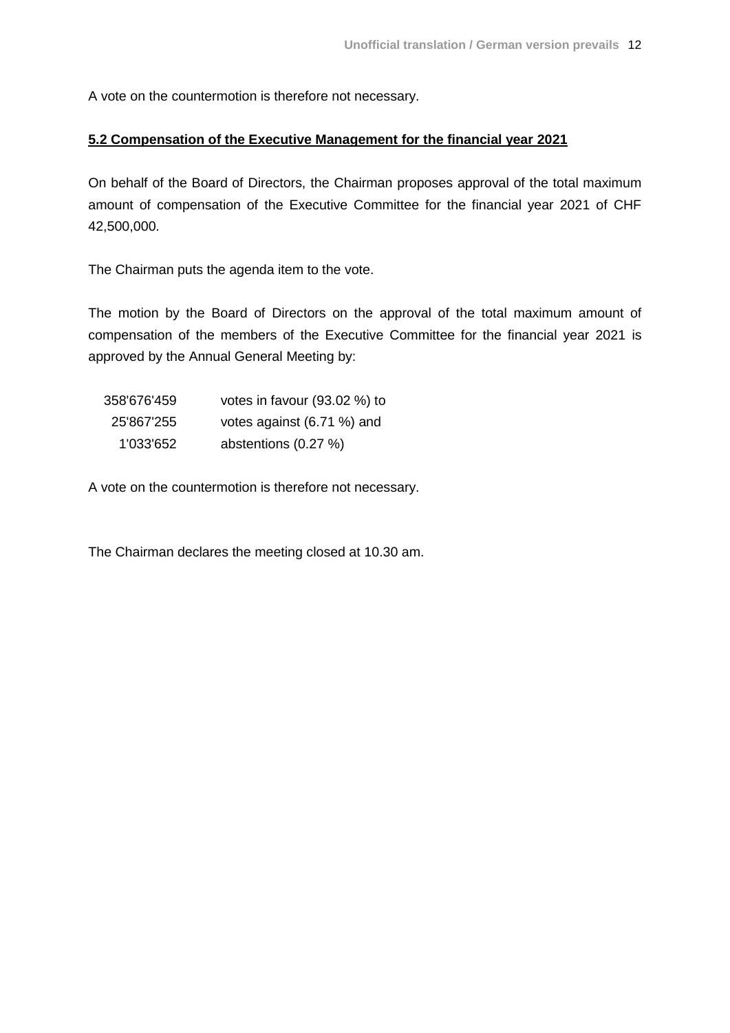A vote on the countermotion is therefore not necessary.

**5.2 Compensation of the Executive Management for the financial year 2021**

On behalf of the Board of Directors, the Chairman proposes approval of the total maximum amount of compensation of the Executive Committee for the financial year 2021 of CHF 42,500,000.

The Chairman puts the agenda item to the vote.

The motion by the Board of Directors on the approval of the total maximum amount of compensation of the members of the Executive Committee for the financial year 2021 is approved by the Annual General Meeting by:

| | |
|---|---|
| 358'676'459 | votes in favour (93.02 %) to |
| 25'867'255 | votes against (6.71 %) and |
| 1'033'652 | abstentions (0.27 %) |

A vote on the countermotion is therefore not necessary.

The Chairman declares the meeting closed at 10.30 am.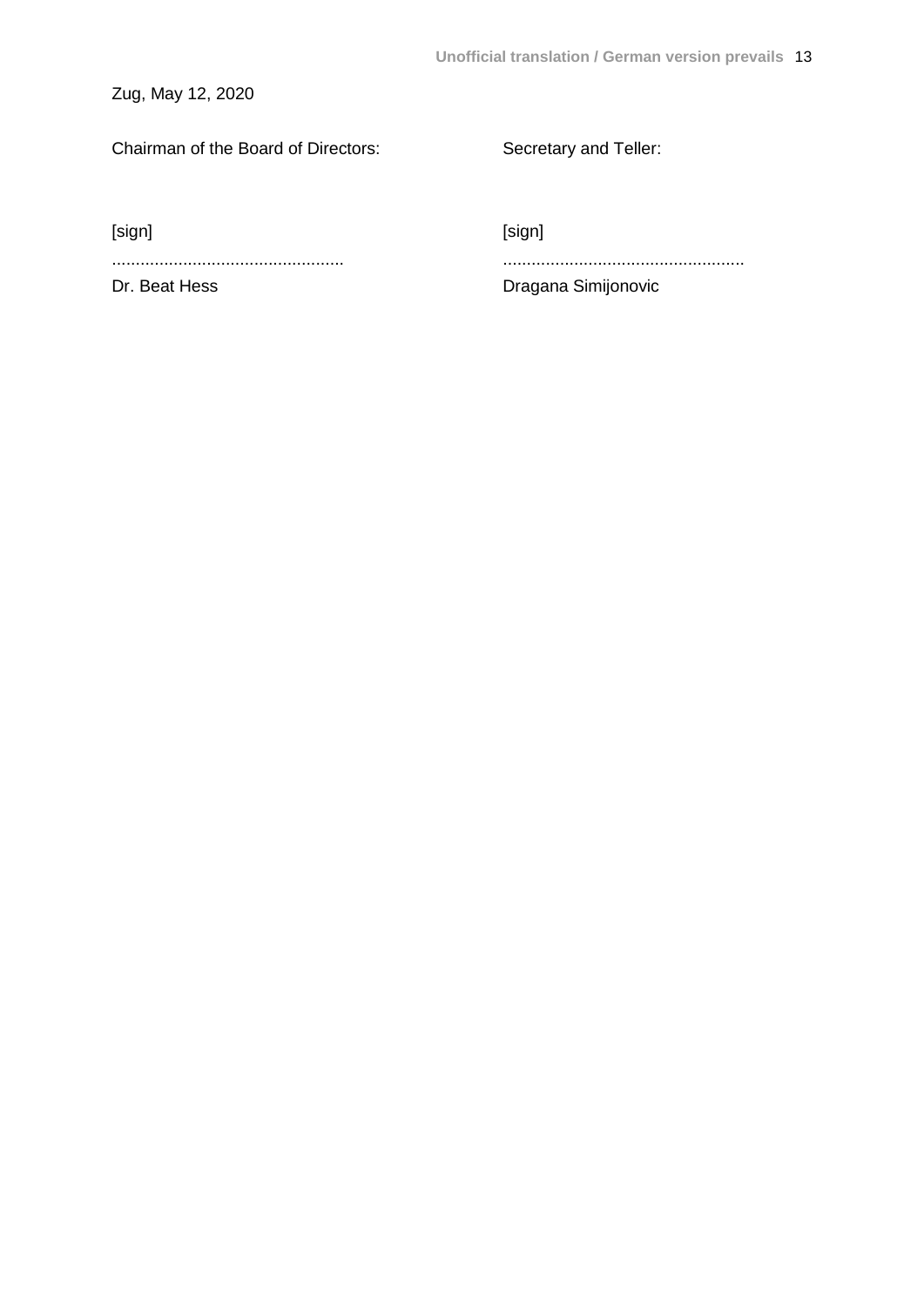Zug, May 12, 2020

| | |
|---|---|
| Chairman of the Board of Directors: | Secretary and Teller: |
| [sign] | [sign] |
| ................................................. | ................................................... |
| Dr. Beat Hess | Dragana Simijonovic |